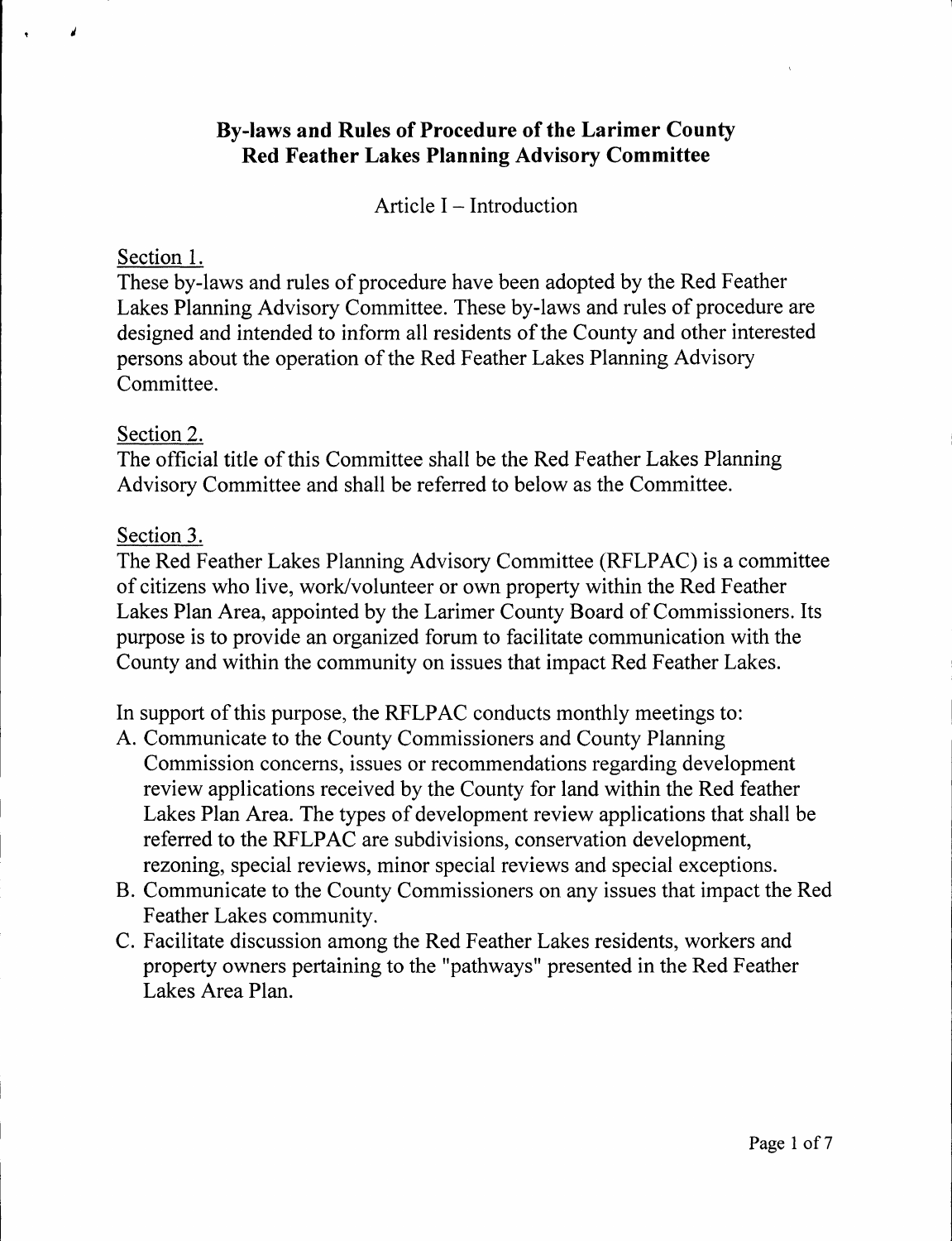# By-laws and Rules of Procedure of the Larimer County Red Feather Lakes Planning Advisory Committee

## Article I – Introduction

### Section 1.

These by-laws and rules of procedure have been adopted by the Red Feather Lakes Planning Advisory Committee. These by-laws and rules of procedure are designed and intended to inform all residents of the County and other interested persons about the operation of the Red Feather Lakes Planning Advisory Committee.

### Section 2.

The official title of this Committee shall be the Red Feather Lakes Planning Advisory Committee and shall be referred to below as the Committee.

### Section 3.

The Red Feather Lakes Planning Advisory Committee (RFLPAC) is a committee of citizens who live, work/volunteer or own property within the Red Feather Lakes Plan Area, appointed by the Larimer County Board of Commissioners. Its purpose is to provide an organized forum to facilitate communication with the County and within the community on issues that impact Red Feather Lakes.

In support of this purpose, the RFLPAC conducts monthly meetings to:

A. Communicate to the County Commissioners and County Planning Commission concerns, issues or recommendations regarding development review applications received by the County for land within the Red feather Lakes Plan Area. The types of development review applications that shall be referred to the RFLPAC are subdivisions, conservation development, rezoning, special reviews, minor special reviews and special exceptions.

B. Communicate to the County Commissioners on any issues that impact the Red Feather Lakes community.

C. Facilitate discussion among the Red Feather Lakes residents, workers and property owners pertaining to the "pathways" presented in the Red Feather Lakes Area Plan.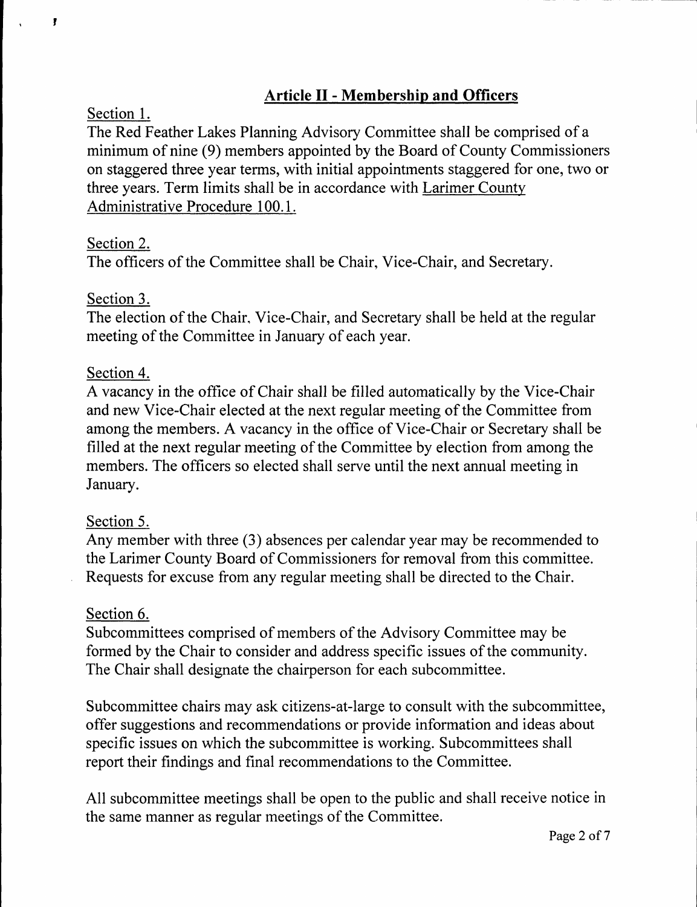## Article II - Membership and Officers

Section 1.

The Red Feather Lakes Planning Advisory Committee shall be comprised of a minimum of nine (9) members appointed by the Board of County Commissioners on staggered three year terms, with initial appointments staggered for one, two or three years. Term limits shall be in accordance with Larimer County Administrative Procedure 100.1.

Section 2.

The officers of the Committee shall be Chair, Vice-Chair, and Secretary.

Section 3.

The election of the Chair, Vice-Chair, and Secretary shall be held at the regular meeting of the Committee in January of each year.

Section 4.

A vacancy in the office of Chair shall be filled automatically by the Vice-Chair and new Vice-Chair elected at the next regular meeting of the Committee from among the members. A vacancy in the office of Vice-Chair or Secretary shall be filled at the next regular meeting of the Committee by election from among the members. The officers so elected shall serve until the next annual meeting in January.

Section 5.

Any member with three (3) absences per calendar year may be recommended to the Larimer County Board of Commissioners for removal from this committee. Requests for excuse from any regular meeting shall be directed to the Chair.

Section 6.

Subcommittees comprised of members of the Advisory Committee may be formed by the Chair to consider and address specific issues of the community. The Chair shall designate the chairperson for each subcommittee.

Subcommittee chairs may ask citizens-at-large to consult with the subcommittee, offer suggestions and recommendations or provide information and ideas about specific issues on which the subcommittee is working. Subcommittees shall report their findings and final recommendations to the Committee.

All subcommittee meetings shall be open to the public and shall receive notice in the same manner as regular meetings of the Committee.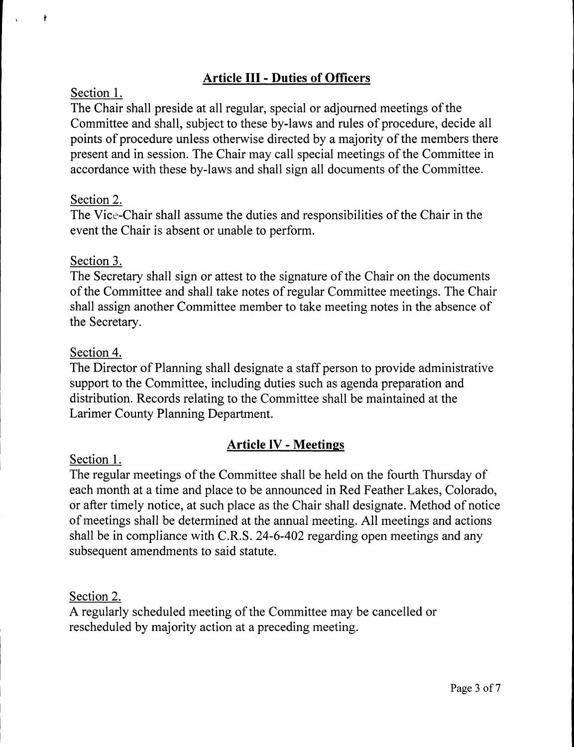## Article III - Duties of Officers

Section 1.

The Chair shall preside at all regular, special or adjourned meetings of the Committee and shall, subject to these by-laws and rules of procedure, decide all points of procedure unless otherwise directed by a majority of the members there present and in session. The Chair may call special meetings of the Committee in accordance with these by-laws and shall sign all documents of the Committee.

Section 2.

The Vice-Chair shall assume the duties and responsibilities of the Chair in the event the Chair is absent or unable to perform.

Section 3.

The Secretary shall sign or attest to the signature of the Chair on the documents of the Committee and shall take notes of regular Committee meetings. The Chair shall assign another Committee member to take meeting notes in the absence of the Secretary.

Section 4.

The Director of Planning shall designate a staff person to provide administrative support to the Committee, including duties such as agenda preparation and distribution. Records relating to the Committee shall be maintained at the Larimer County Planning Department.

## Article IV - Meetings

Section 1.

The regular meetings of the Committee shall be held on the fourth Thursday of each month at a time and place to be announced in Red Feather Lakes, Colorado, or after timely notice, at such place as the Chair shall designate. Method of notice of meetings shall be determined at the annual meeting. All meetings and actions shall be in compliance with C.R.S. 24-6-402 regarding open meetings and any subsequent amendments to said statute.

Section 2.

A regularly scheduled meeting of the Committee may be cancelled or rescheduled by majority action at a preceding meeting.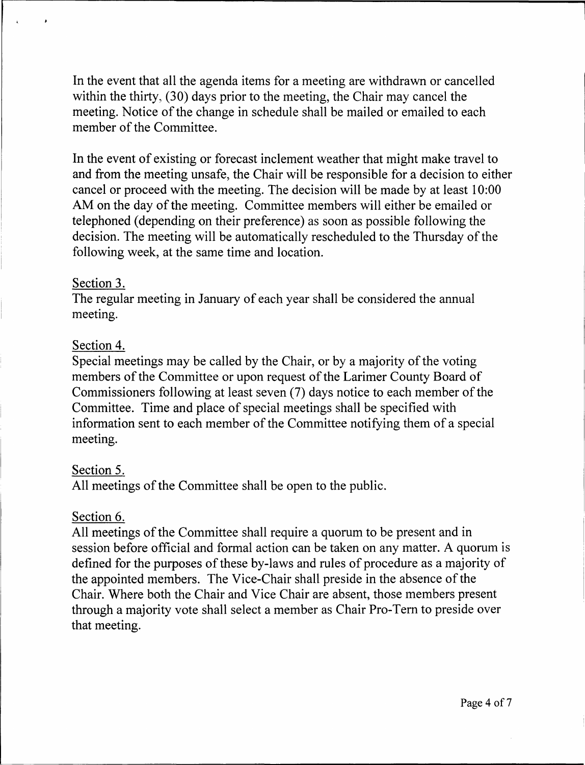In the event that all the agenda items for a meeting are withdrawn or cancelled within the thirty, (30) days prior to the meeting, the Chair may cancel the meeting. Notice of the change in schedule shall be mailed or emailed to each member of the Committee.

In the event of existing or forecast inclement weather that might make travel to and from the meeting unsafe, the Chair will be responsible for a decision to either cancel or proceed with the meeting. The decision will be made by at least 10:00 AM on the day of the meeting. Committee members will either be emailed or telephoned (depending on their preference) as soon as possible following the decision. The meeting will be automatically rescheduled to the Thursday of the following week, at the same time and location.

Section 3.
The regular meeting in January of each year shall be considered the annual meeting.

Section 4.
Special meetings may be called by the Chair, or by a majority of the voting members of the Committee or upon request of the Larimer County Board of Commissioners following at least seven (7) days notice to each member of the Committee. Time and place of special meetings shall be specified with information sent to each member of the Committee notifying them of a special meeting.

Section 5.
All meetings of the Committee shall be open to the public.

Section 6.
All meetings of the Committee shall require a quorum to be present and in session before official and formal action can be taken on any matter. A quorum is defined for the purposes of these by-laws and rules of procedure as a majority of the appointed members. The Vice-Chair shall preside in the absence of the Chair. Where both the Chair and Vice Chair are absent, those members present through a majority vote shall select a member as Chair Pro-Tern to preside over that meeting.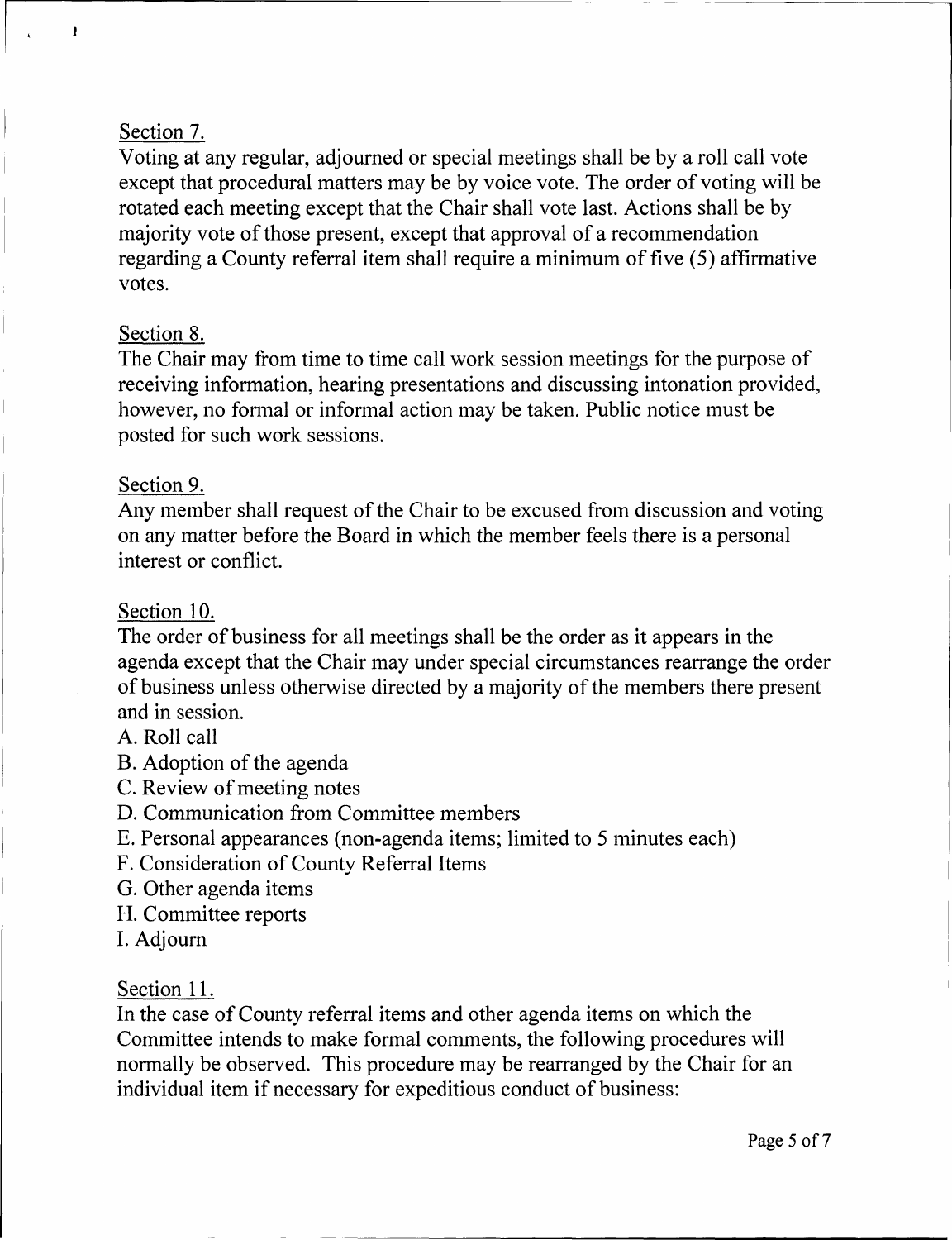Section 7.

Voting at any regular, adjourned or special meetings shall be by a roll call vote except that procedural matters may be by voice vote. The order of voting will be rotated each meeting except that the Chair shall vote last. Actions shall be by majority vote of those present, except that approval of a recommendation regarding a County referral item shall require a minimum of five (5) affirmative votes.

Section 8.

The Chair may from time to time call work session meetings for the purpose of receiving information, hearing presentations and discussing intonation provided, however, no formal or informal action may be taken. Public notice must be posted for such work sessions.

Section 9.

Any member shall request of the Chair to be excused from discussion and voting on any matter before the Board in which the member feels there is a personal interest or conflict.

Section 10.

The order of business for all meetings shall be the order as it appears in the agenda except that the Chair may under special circumstances rearrange the order of business unless otherwise directed by a majority of the members there present and in session.

A. Roll call
B. Adoption of the agenda
C. Review of meeting notes
D. Communication from Committee members
E. Personal appearances (non-agenda items; limited to 5 minutes each)
F. Consideration of County Referral Items
G. Other agenda items
H. Committee reports
I. Adjourn

Section 11.

In the case of County referral items and other agenda items on which the Committee intends to make formal comments, the following procedures will normally be observed. This procedure may be rearranged by the Chair for an individual item if necessary for expeditious conduct of business: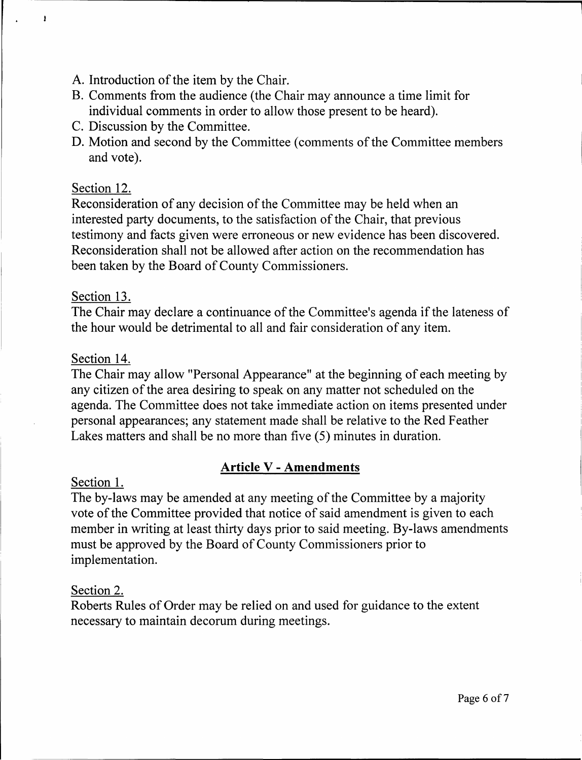A. Introduction of the item by the Chair.
B. Comments from the audience (the Chair may announce a time limit for individual comments in order to allow those present to be heard).
C. Discussion by the Committee.
D. Motion and second by the Committee (comments of the Committee members and vote).

Section 12.

Reconsideration of any decision of the Committee may be held when an interested party documents, to the satisfaction of the Chair, that previous testimony and facts given were erroneous or new evidence has been discovered. Reconsideration shall not be allowed after action on the recommendation has been taken by the Board of County Commissioners.

Section 13.

The Chair may declare a continuance of the Committee's agenda if the lateness of the hour would be detrimental to all and fair consideration of any item.

Section 14.

The Chair may allow "Personal Appearance" at the beginning of each meeting by any citizen of the area desiring to speak on any matter not scheduled on the agenda. The Committee does not take immediate action on items presented under personal appearances; any statement made shall be relative to the Red Feather Lakes matters and shall be no more than five (5) minutes in duration.

## Article V - Amendments

Section 1.

The by-laws may be amended at any meeting of the Committee by a majority vote of the Committee provided that notice of said amendment is given to each member in writing at least thirty days prior to said meeting. By-laws amendments must be approved by the Board of County Commissioners prior to implementation.

Section 2.

Roberts Rules of Order may be relied on and used for guidance to the extent necessary to maintain decorum during meetings.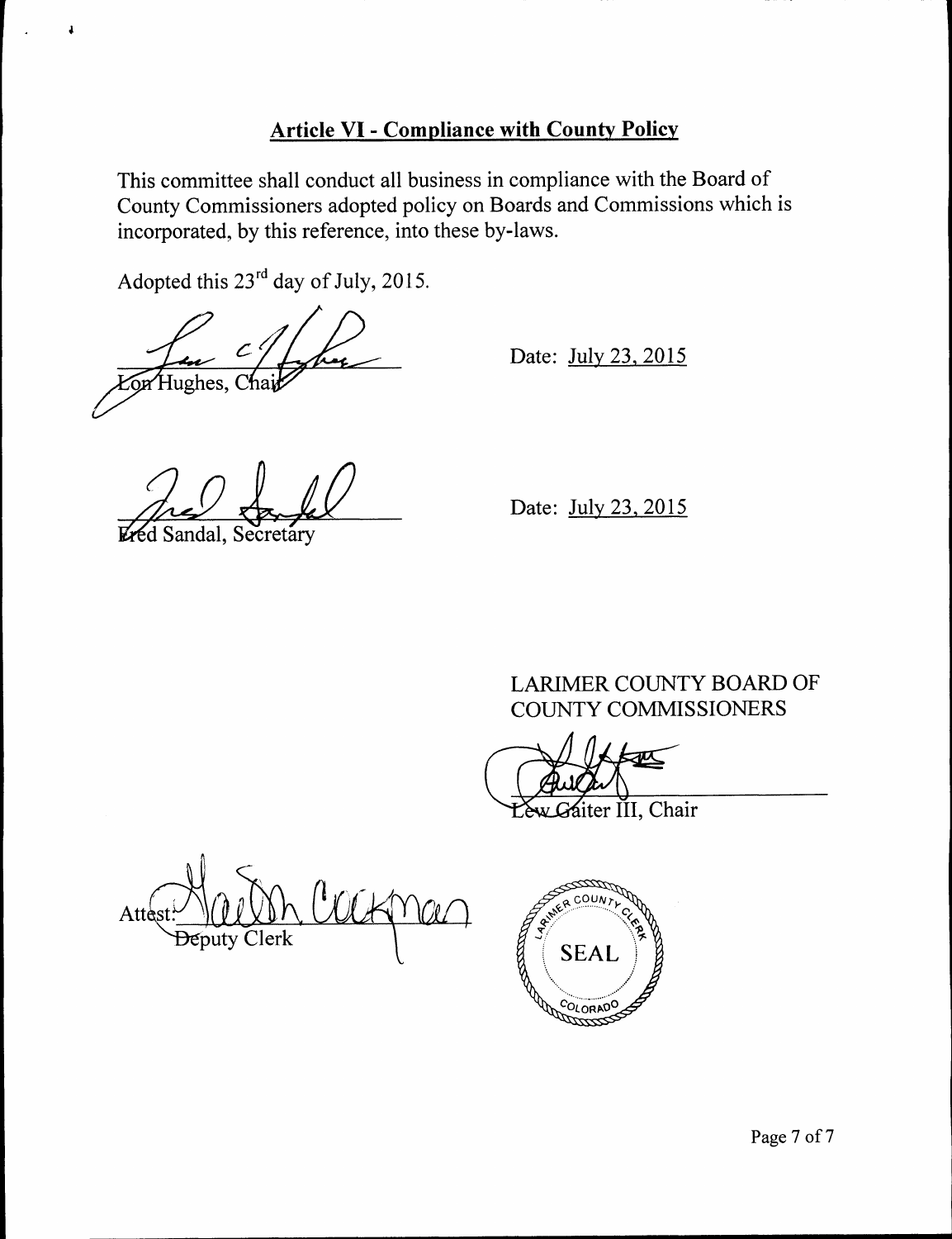## Article VI - Compliance with County Policy

This committee shall conduct all business in compliance with the Board of County Commissioners adopted policy on Boards and Commissions which is incorporated, by this reference, into these by-laws.

Adopted this 23rd day of July, 2015.

Lon Hughes, Chair

Date: July 23, 2015

Fred Sandal, Secretary

Date: July 23, 2015

LARIMER COUNTY BOARD OF COUNTY COMMISSIONERS

Lew Gaiter III, Chair

Attest:
Deputy Clerk

LARIMER COUNTY CLERK
SEAL
COLORADO